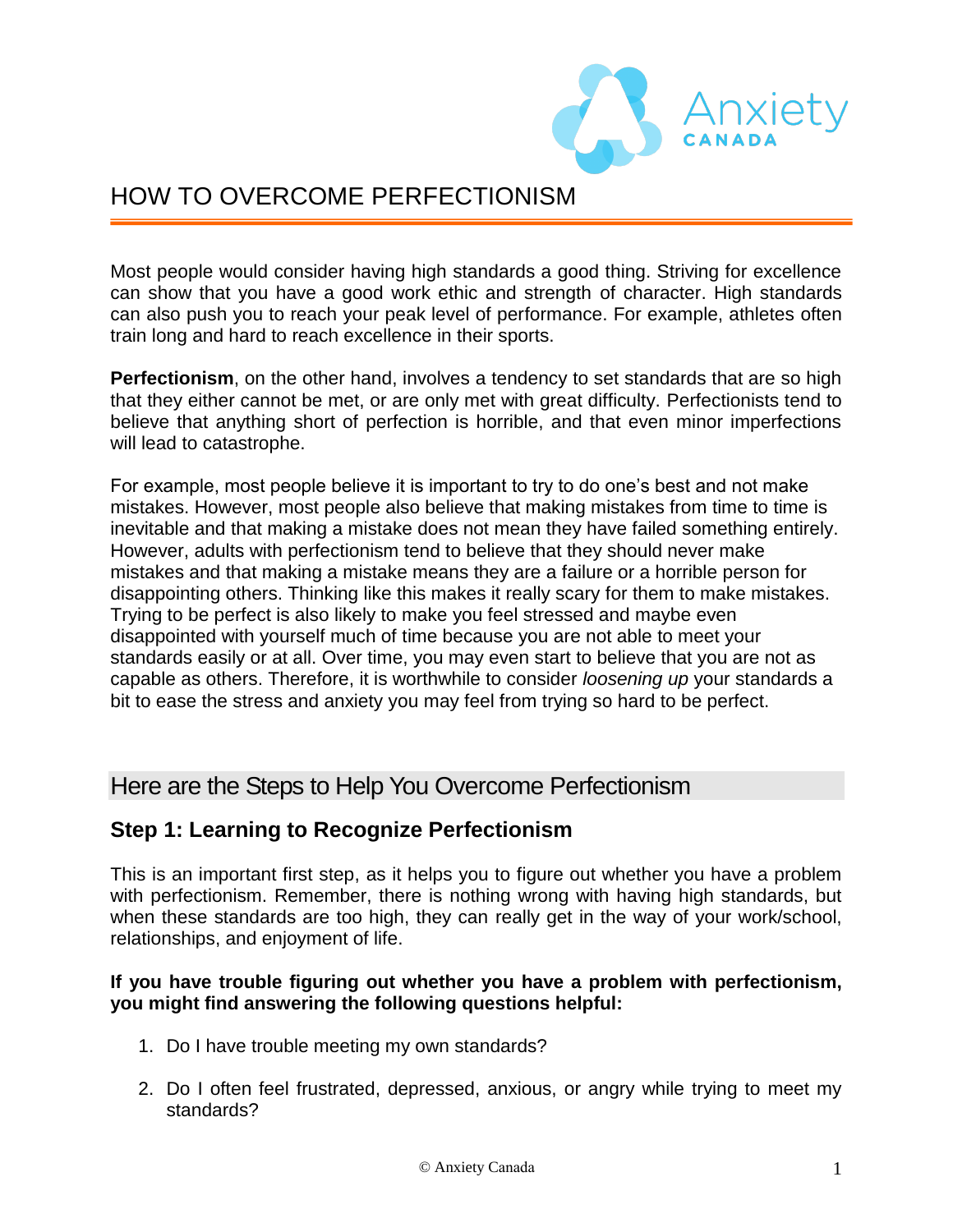# HOW TO OVERCOME PERFECTIONISM

Most people would consider having high standards a good thing. Striving for excellence can show that you have a good work ethic and strength of character. High standards can also push you to reach your peak level of performance. For example, athletes often train long and hard to reach excellence in their sports.

**Perfectionism**, on the other hand, involves a tendency to set standards that are so high that they either cannot be met, or are only met with great difficulty. Perfectionists tend to believe that anything short of perfection is horrible, and that even minor imperfections will lead to catastrophe.

For example, most people believe it is important to try to do one's best and not make mistakes. However, most people also believe that making mistakes from time to time is inevitable and that making a mistake does not mean they have failed something entirely. However, adults with perfectionism tend to believe that they should never make mistakes and that making a mistake means they are a failure or a horrible person for disappointing others. Thinking like this makes it really scary for them to make mistakes. Trying to be perfect is also likely to make you feel stressed and maybe even disappointed with yourself much of time because you are not able to meet your standards easily or at all. Over time, you may even start to believe that you are not as capable as others. Therefore, it is worthwhile to consider *loosening up* your standards a bit to ease the stress and anxiety you may feel from trying so hard to be perfect.

## Here are the Steps to Help You Overcome Perfectionism

### Step 1: Learning to Recognize Perfectionism

This is an important first step, as it helps you to figure out whether you have a problem with perfectionism. Remember, there is nothing wrong with having high standards, but when these standards are too high, they can really get in the way of your work/school, relationships, and enjoyment of life.

**If you have trouble figuring out whether you have a problem with perfectionism, you might find answering the following questions helpful:**

1. Do I have trouble meeting my own standards?
2. Do I often feel frustrated, depressed, anxious, or angry while trying to meet my standards?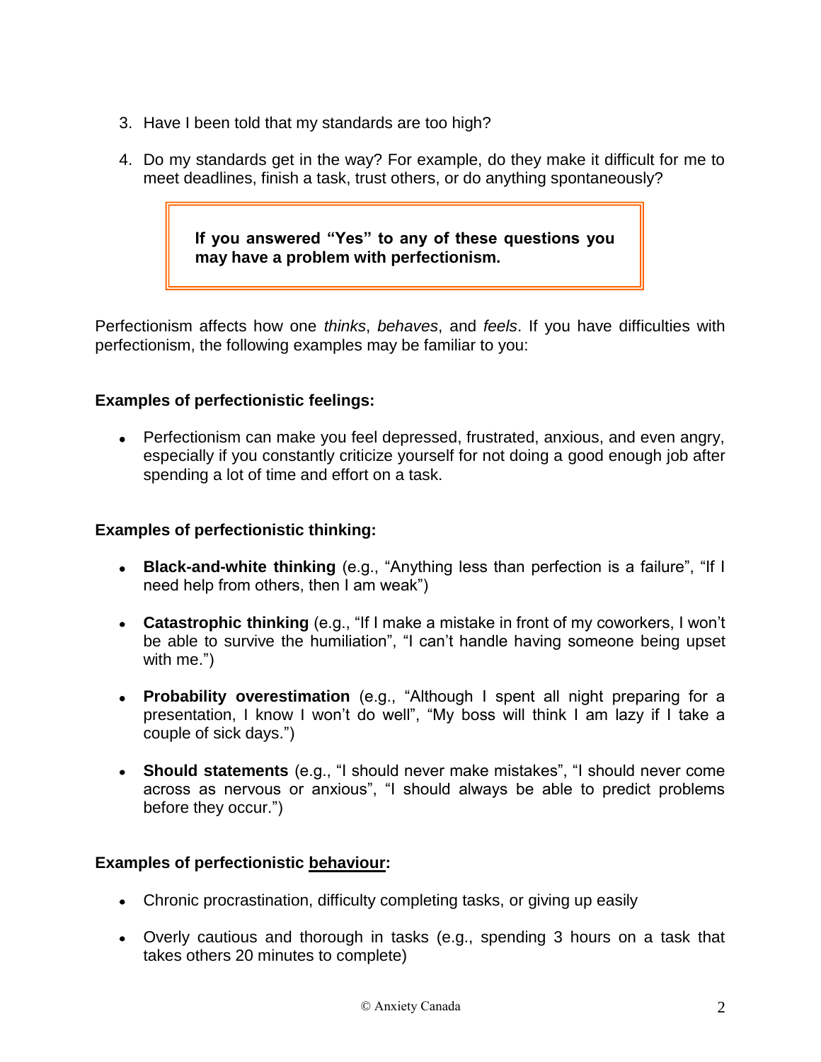3. Have I been told that my standards are too high?

4. Do my standards get in the way? For example, do they make it difficult for me to meet deadlines, finish a task, trust others, or do anything spontaneously?

> **If you answered "Yes" to any of these questions you may have a problem with perfectionism.**

Perfectionism affects how one *thinks*, *behaves*, and *feels*. If you have difficulties with perfectionism, the following examples may be familiar to you:

**Examples of perfectionistic feelings:**

- Perfectionism can make you feel depressed, frustrated, anxious, and even angry, especially if you constantly criticize yourself for not doing a good enough job after spending a lot of time and effort on a task.

**Examples of perfectionistic thinking:**

- **Black-and-white thinking** (e.g., "Anything less than perfection is a failure", "If I need help from others, then I am weak")

- **Catastrophic thinking** (e.g., "If I make a mistake in front of my coworkers, I won't be able to survive the humiliation", "I can't handle having someone being upset with me.")

- **Probability overestimation** (e.g., "Although I spent all night preparing for a presentation, I know I won't do well", "My boss will think I am lazy if I take a couple of sick days.")

- **Should statements** (e.g., "I should never make mistakes", "I should never come across as nervous or anxious", "I should always be able to predict problems before they occur.")

**Examples of perfectionistic <u>behaviour</u>:**

- Chronic procrastination, difficulty completing tasks, or giving up easily

- Overly cautious and thorough in tasks (e.g., spending 3 hours on a task that takes others 20 minutes to complete)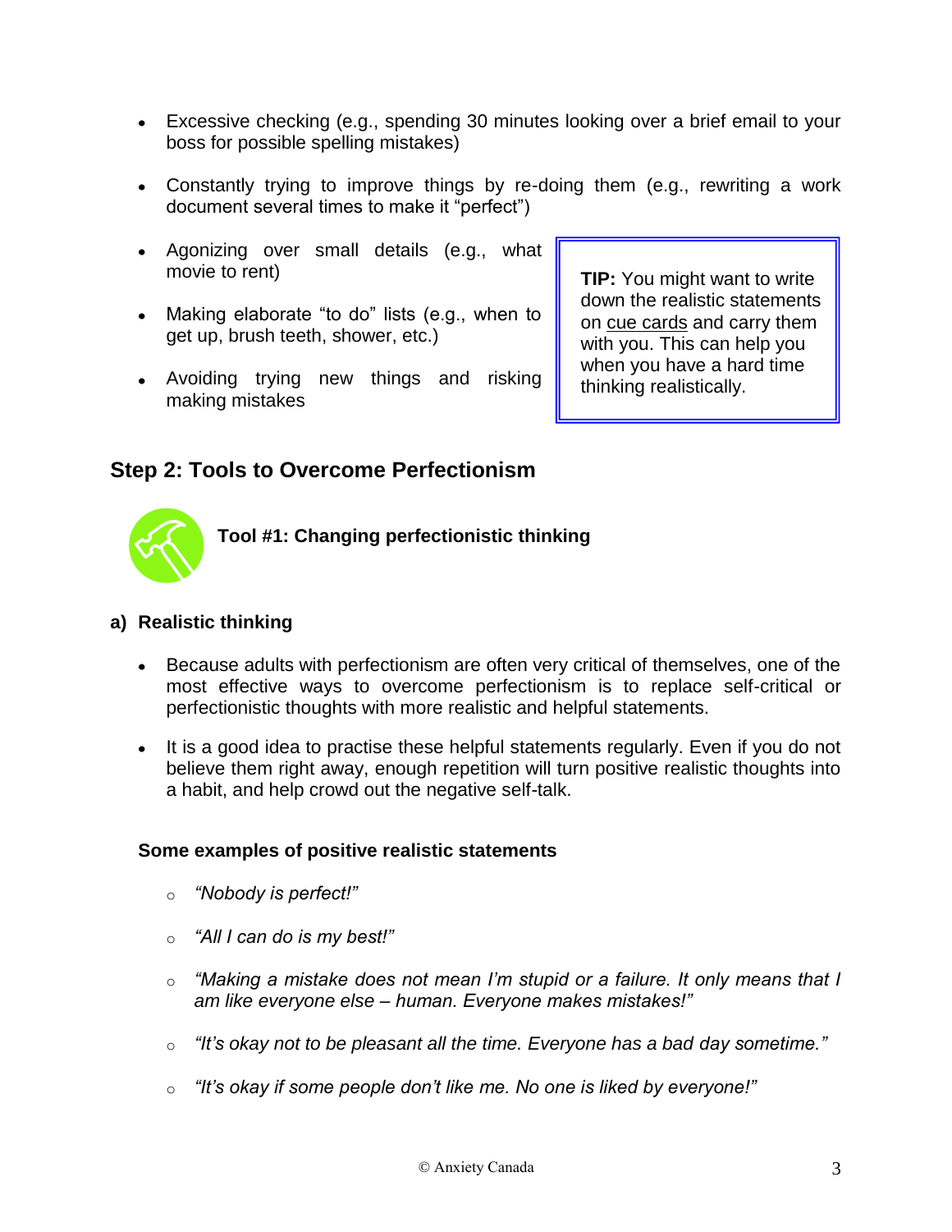- Excessive checking (e.g., spending 30 minutes looking over a brief email to your boss for possible spelling mistakes)
- Constantly trying to improve things by re-doing them (e.g., rewriting a work document several times to make it "perfect")
- Agonizing over small details (e.g., what movie to rent)
- Making elaborate "to do" lists (e.g., when to get up, brush teeth, shower, etc.)
- Avoiding trying new things and risking making mistakes

> **TIP:** You might want to write down the realistic statements on cue cards and carry them with you. This can help you when you have a hard time thinking realistically.

## Step 2: Tools to Overcome Perfectionism

### Tool #1: Changing perfectionistic thinking

#### a) Realistic thinking

- Because adults with perfectionism are often very critical of themselves, one of the most effective ways to overcome perfectionism is to replace self-critical or perfectionistic thoughts with more realistic and helpful statements.
- It is a good idea to practise these helpful statements regularly. Even if you do not believe them right away, enough repetition will turn positive realistic thoughts into a habit, and help crowd out the negative self-talk.

**Some examples of positive realistic statements**

- *"Nobody is perfect!"*
- *"All I can do is my best!"*
- *"Making a mistake does not mean I'm stupid or a failure. It only means that I am like everyone else – human. Everyone makes mistakes!"*
- *"It's okay not to be pleasant all the time. Everyone has a bad day sometime."*
- *"It's okay if some people don't like me. No one is liked by everyone!"*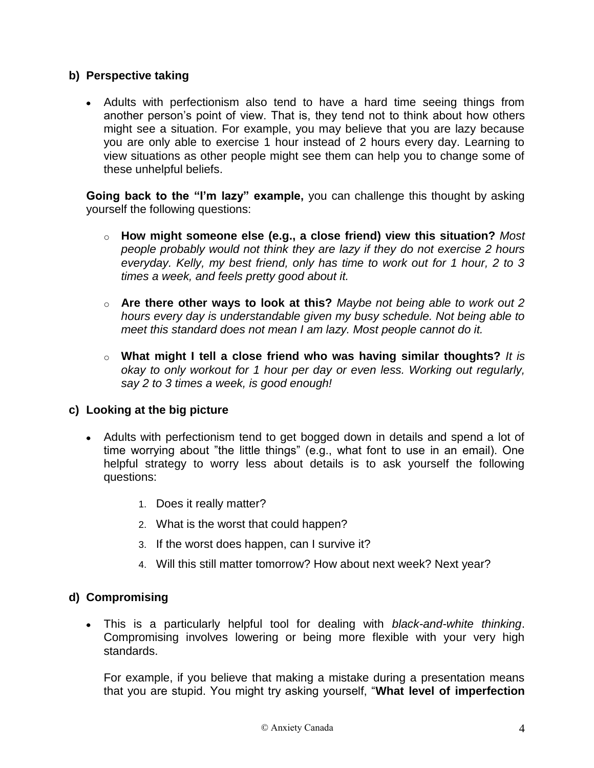### b) Perspective taking

- Adults with perfectionism also tend to have a hard time seeing things from another person's point of view. That is, they tend not to think about how others might see a situation. For example, you may believe that you are lazy because you are only able to exercise 1 hour instead of 2 hours every day. Learning to view situations as other people might see them can help you to change some of these unhelpful beliefs.

  **Going back to the "I'm lazy" example,** you can challenge this thought by asking yourself the following questions:

  - **How might someone else (e.g., a close friend) view this situation?** *Most people probably would not think they are lazy if they do not exercise 2 hours everyday. Kelly, my best friend, only has time to work out for 1 hour, 2 to 3 times a week, and feels pretty good about it.*
  - **Are there other ways to look at this?** *Maybe not being able to work out 2 hours every day is understandable given my busy schedule. Not being able to meet this standard does not mean I am lazy. Most people cannot do it.*
  - **What might I tell a close friend who was having similar thoughts?** *It is okay to only workout for 1 hour per day or even less. Working out regularly, say 2 to 3 times a week, is good enough!*

### c) Looking at the big picture

- Adults with perfectionism tend to get bogged down in details and spend a lot of time worrying about "the little things" (e.g., what font to use in an email). One helpful strategy to worry less about details is to ask yourself the following questions:

  1. Does it really matter?
  2. What is the worst that could happen?
  3. If the worst does happen, can I survive it?
  4. Will this still matter tomorrow? How about next week? Next year?

### d) Compromising

- This is a particularly helpful tool for dealing with *black-and-white thinking*. Compromising involves lowering or being more flexible with your very high standards.

  For example, if you believe that making a mistake during a presentation means that you are stupid. You might try asking yourself, "**What level of imperfection**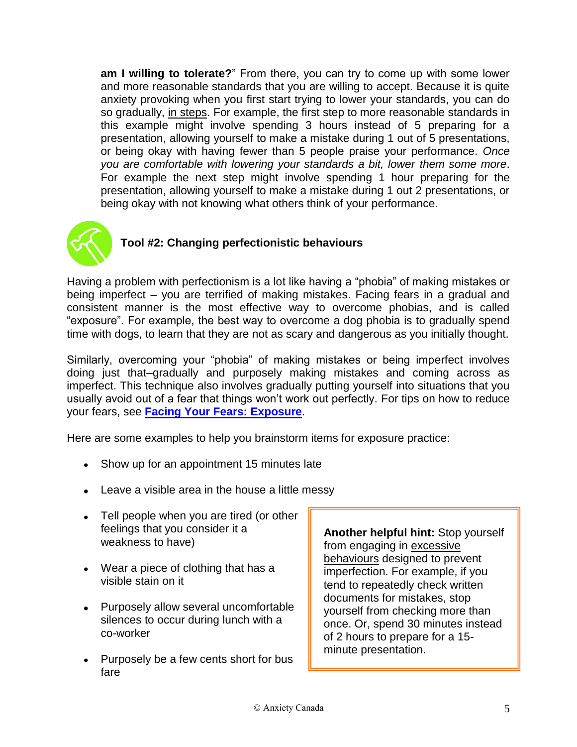**am I willing to tolerate?**" From there, you can try to come up with some lower and more reasonable standards that you are willing to accept. Because it is quite anxiety provoking when you first start trying to lower your standards, you can do so gradually, in steps. For example, the first step to more reasonable standards in this example might involve spending 3 hours instead of 5 preparing for a presentation, allowing yourself to make a mistake during 1 out of 5 presentations, or being okay with having fewer than 5 people praise your performance. *Once you are comfortable with lowering your standards a bit, lower them some more*. For example the next step might involve spending 1 hour preparing for the presentation, allowing yourself to make a mistake during 1 out 2 presentations, or being okay with not knowing what others think of your performance.

### Tool #2: Changing perfectionistic behaviours

Having a problem with perfectionism is a lot like having a "phobia" of making mistakes or being imperfect – you are terrified of making mistakes. Facing fears in a gradual and consistent manner is the most effective way to overcome phobias, and is called "exposure". For example, the best way to overcome a dog phobia is to gradually spend time with dogs, to learn that they are not as scary and dangerous as you initially thought.

Similarly, overcoming your "phobia" of making mistakes or being imperfect involves doing just that–gradually and purposely making mistakes and coming across as imperfect. This technique also involves gradually putting yourself into situations that you usually avoid out of a fear that things won't work out perfectly. For tips on how to reduce your fears, see **Facing Your Fears: Exposure**.

Here are some examples to help you brainstorm items for exposure practice:

- Show up for an appointment 15 minutes late
- Leave a visible area in the house a little messy
- Tell people when you are tired (or other feelings that you consider it a weakness to have)
- Wear a piece of clothing that has a visible stain on it
- Purposely allow several uncomfortable silences to occur during lunch with a co-worker
- Purposely be a few cents short for bus fare

**Another helpful hint:** Stop yourself from engaging in excessive behaviours designed to prevent imperfection. For example, if you tend to repeatedly check written documents for mistakes, stop yourself from checking more than once. Or, spend 30 minutes instead of 2 hours to prepare for a 15-minute presentation.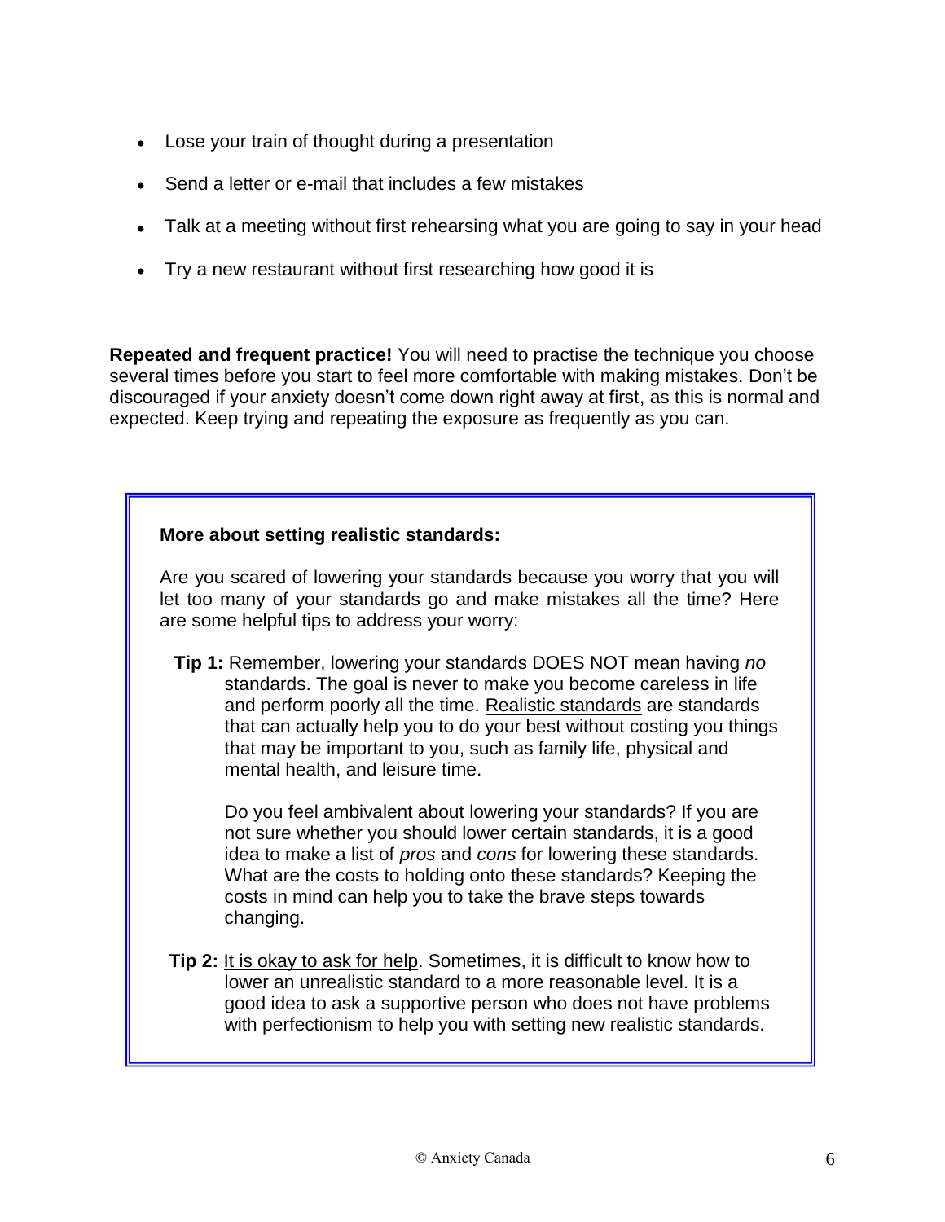- Lose your train of thought during a presentation
- Send a letter or e-mail that includes a few mistakes
- Talk at a meeting without first rehearsing what you are going to say in your head
- Try a new restaurant without first researching how good it is

**Repeated and frequent practice!** You will need to practise the technique you choose several times before you start to feel more comfortable with making mistakes. Don't be discouraged if your anxiety doesn't come down right away at first, as this is normal and expected. Keep trying and repeating the exposure as frequently as you can.

**More about setting realistic standards:**

Are you scared of lowering your standards because you worry that you will let too many of your standards go and make mistakes all the time? Here are some helpful tips to address your worry:

**Tip 1:** Remember, lowering your standards DOES NOT mean having *no* standards. The goal is never to make you become careless in life and perform poorly all the time. <u>Realistic standards</u> are standards that can actually help you to do your best without costing you things that may be important to you, such as family life, physical and mental health, and leisure time.

Do you feel ambivalent about lowering your standards? If you are not sure whether you should lower certain standards, it is a good idea to make a list of *pros* and *cons* for lowering these standards. What are the costs to holding onto these standards? Keeping the costs in mind can help you to take the brave steps towards changing.

**Tip 2:** <u>It is okay to ask for help</u>. Sometimes, it is difficult to know how to lower an unrealistic standard to a more reasonable level. It is a good idea to ask a supportive person who does not have problems with perfectionism to help you with setting new realistic standards.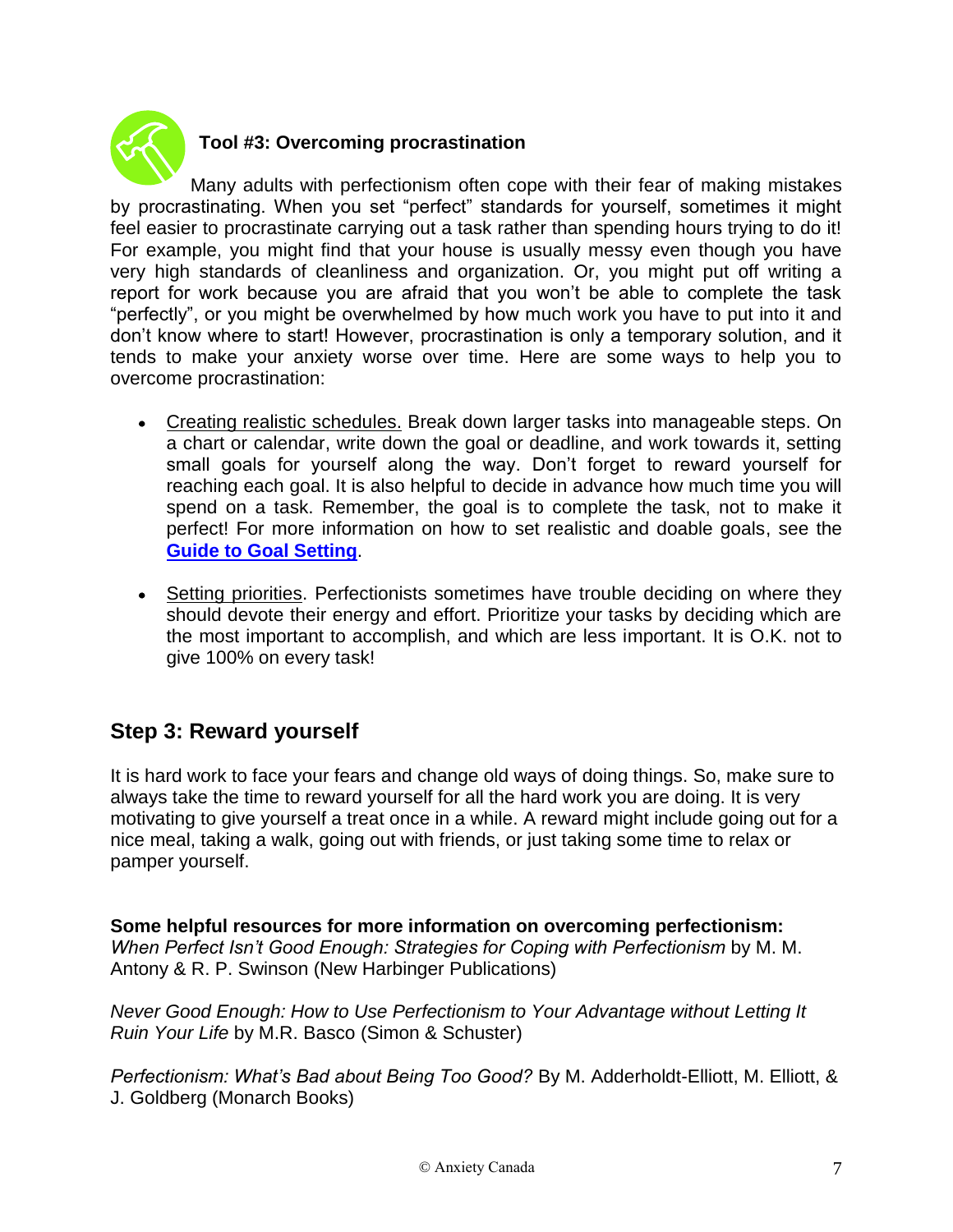### Tool #3: Overcoming procrastination

Many adults with perfectionism often cope with their fear of making mistakes by procrastinating. When you set "perfect" standards for yourself, sometimes it might feel easier to procrastinate carrying out a task rather than spending hours trying to do it! For example, you might find that your house is usually messy even though you have very high standards of cleanliness and organization. Or, you might put off writing a report for work because you are afraid that you won't be able to complete the task "perfectly", or you might be overwhelmed by how much work you have to put into it and don't know where to start! However, procrastination is only a temporary solution, and it tends to make your anxiety worse over time. Here are some ways to help you to overcome procrastination:

- <u>Creating realistic schedules.</u> Break down larger tasks into manageable steps. On a chart or calendar, write down the goal or deadline, and work towards it, setting small goals for yourself along the way. Don't forget to reward yourself for reaching each goal. It is also helpful to decide in advance how much time you will spend on a task. Remember, the goal is to complete the task, not to make it perfect! For more information on how to set realistic and doable goals, see the **Guide to Goal Setting**.

- <u>Setting priorities</u>. Perfectionists sometimes have trouble deciding on where they should devote their energy and effort. Prioritize your tasks by deciding which are the most important to accomplish, and which are less important. It is O.K. not to give 100% on every task!

## Step 3: Reward yourself

It is hard work to face your fears and change old ways of doing things. So, make sure to always take the time to reward yourself for all the hard work you are doing. It is very motivating to give yourself a treat once in a while. A reward might include going out for a nice meal, taking a walk, going out with friends, or just taking some time to relax or pamper yourself.

**Some helpful resources for more information on overcoming perfectionism:**

*When Perfect Isn't Good Enough: Strategies for Coping with Perfectionism* by M. M. Antony & R. P. Swinson (New Harbinger Publications)

*Never Good Enough: How to Use Perfectionism to Your Advantage without Letting It Ruin Your Life* by M.R. Basco (Simon & Schuster)

*Perfectionism: What's Bad about Being Too Good?* By M. Adderholdt-Elliott, M. Elliott, & J. Goldberg (Monarch Books)

© Anxiety Canada